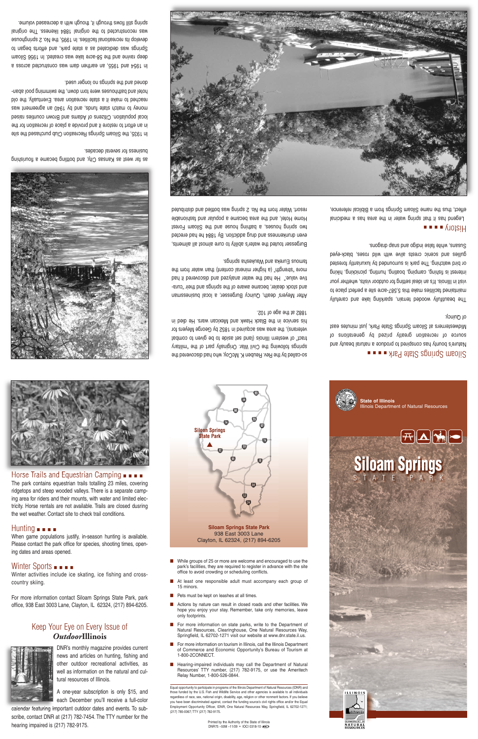## Siloam Springs State Park

Nature's bounty has conspired to produce a natural beauty and source of recreation greatly prized by generations of Midwesterners at Siloam Springs State Park, just minutes east of Quincy.

The beautifully wooded terrain, sparkling lake and carefully maintained facilities make this 5,587-acre site a perfect place to visit in Illinois. It's an ideal setting for outdoor visits, whether your interest is fishing, camping, boating, hunting, picnicking, hiking or bird watching. The park is surrounded by luxuriantly forested gullies and scenic crests alive with wild roses, black-eyed Susans, while false indigo and snap dragons.

## History

Legend has it that spring water in the area has a medicinal effect, thus the name Siloam Springs from a Biblical reference, so-called by the Rev. Reuben K. McCoy, who had discovered the springs following the Civil War. Originally part of the "military tract" of western Illinois (land set aside to be given to combat veterans), the area was acquired in 1852 by George Meyers for his service in the Black Hawk and Mexican wars. He died in 1882 at the age of 102.

After Meyers' death, Quincy Burgesser, a local businessman and stock dealer, became aware of the springs and their "curative value." He had the water analyzed and discovered it had more "strength" (a higher mineral content) than water from the famous Eureka and Waukesha springs.

Burgesser touted the water's ability to cure almost all ailments, even drunkenness and drug addiction. By 1884 he had erected two spring houses, a bathing house and the Siloam Forest Home Hotel, and the area became a popular and fashionable resort. Water from the No. 2 spring was bottled and distributed as far west as Kansas City, and bottling became a flourishing business for several decades.

In 1935, the Siloam Springs Recreation Club purchased the site in an effort to restore it and provide a place of recreation for the local population. Citizens of Adams and Brown counties raised money to match state funds, and by 1940 an agreement was reached to make it a state recreation area. Eventually, the old hotel and bathhouses were torn down, the swimming pool abandoned and the springs no longer used.

In 1954 and 1955, an earthen dam was constructed across a deep ravine and the 58-acre lake was created. In 1956 Siloam Springs was dedicated as a state park, and efforts began to develop its recreational facilities. In 1995, the No. 2 springhouse was reconstructed to the original 1884 likeness. The original spring still flows through it, though with a decreased volume.

## Horse Trails and Equestrian Camping

The park contains equestrian trails totalling 23 miles, covering ridgetops and steep wooded valleys. There is a separate camping area for riders and their mounts, with water and limited electricity. Horse rentals are not available. Trails are closed dusring the wet weather. Contact site to check trail conditions.

## Hunting

When game populations justify, in-season hunting is available. Please contact the park office for species, shooting times, opening dates and areas opened.

## Winter Sports

Winter activities include ice skating, ice fishing and cross-country skiing.

For more information contact Siloam Springs State Park, park office, 938 East 3003 Lane, Clayton, IL 62324, (217) 894-6205.

## Keep Your Eye on Every Issue of *Outdoor*Illinois

DNR's monthly magazine provides current news and articles on hunting, fishing and other outdoor recreational activities, as well as information on the natural and cultural resources of Illinois.

A one-year subscription is only $15, and each December you'll receive a full-color calendar featuring important outdoor dates and events. To subscribe, contact DNR at (217) 782-7454. The TTY number for the hearing impaired is (217) 782-9175.

**Siloam Springs State Park**
938 East 3003 Lane
Clayton, IL 62324, (217) 894-6205

- While groups of 25 or more are welcome and encouraged to use the park's facilities, they are required to register in advance with the site office to avoid crowding or scheduling conflicts.
- At least one responsible adult must accompany each group of 15 minors.
- Pets must be kept on leashes at all times.
- Actions by nature can result in closed roads and other facilities. We hope you enjoy your stay. Remember, take only memories, leave only footprints.
- For more information on state parks, write to the Department of Natural Resources, Clearinghouse, One Natural Resources Way, Springfield, IL 62702-1271 visit our website at www.dnr.state.il.us.
- For more information on tourism in Illinois, call the Illinois Department of Commerce and Economic Opportunity's Bureau of Tourism at 1-800-2CONNECT.
- Hearing-impaired individuals may call the Department of Natural Resources' TTY number, (217) 782-9175, or use the Ameritech Relay Number, 1-800-526-0844.

Equal opportunity to participate in programs of the Illinois Department of Natural Resources (IDNR) and those funded by the U.S. Fish and Wildlife Service and other agencies is available to all individuals regardless of race, sex, national origin, disability, age, religion or other nonmerit factors. If you believe you have been discriminated against, contact the funding source's civil rights office and/or the Equal Employment Opportunity Officer, IDNR, One Natural Resources Way, Springfield, IL 62702-1271; (217) 785-0067; TTY (217) 782-9175.

Printed by the Authority of the State of Illinois
DNR75 –50M –11/09 • IOCI 0318-10

**State of Illinois**
Illinois Department of Natural Resources

# Siloam Springs
STATE PARK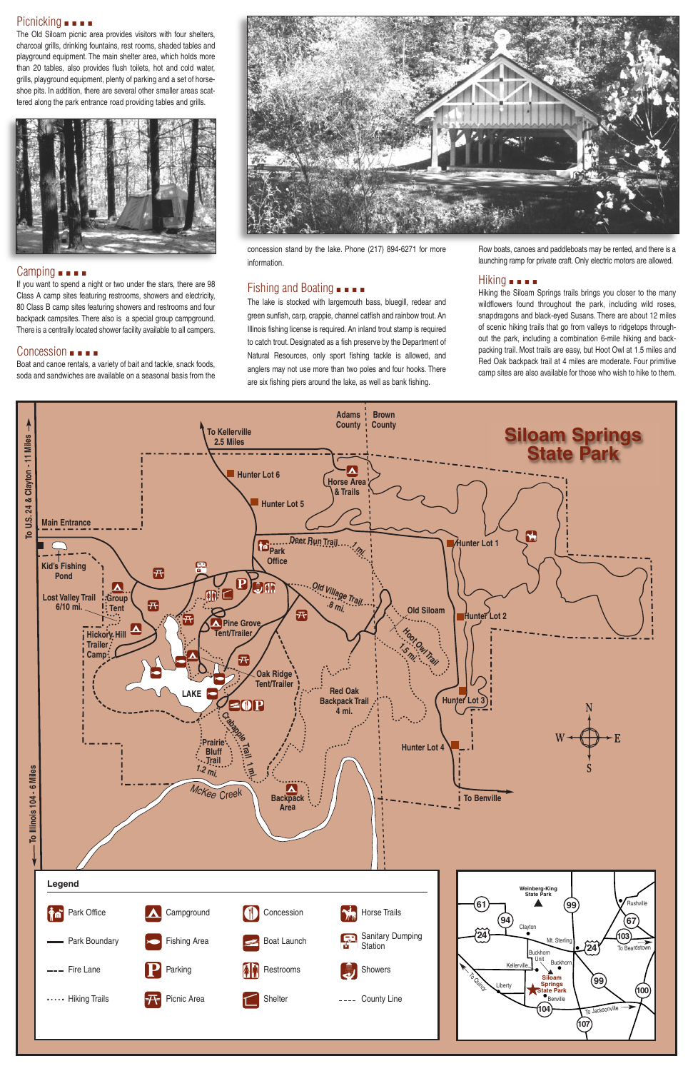## Picnicking

The Old Siloam picnic area provides visitors with four shelters, charcoal grills, drinking fountains, rest rooms, shaded tables and playground equipment. The main shelter area, which holds more than 20 tables, also provides flush toilets, hot and cold water, grills, playground equipment, plenty of parking and a set of horseshoe pits. In addition, there are several other smaller areas scattered along the park entrance road providing tables and grills.

## Camping

If you want to spend a night or two under the stars, there are 98 Class A camp sites featuring restrooms, showers and electricity, 80 Class B camp sites featuring showers and restrooms and four backpack campsites. There also is a special group campground. There is a centrally located shower facility available to all campers.

## Concession

Boat and canoe rentals, a variety of bait and tackle, snack foods, soda and sandwiches are available on a seasonal basis from the concession stand by the lake. Phone (217) 894-6271 for more information.

## Fishing and Boating

The lake is stocked with largemouth bass, bluegill, redear and green sunfish, carp, crappie, channel catfish and rainbow trout. An Illinois fishing license is required. An inland trout stamp is required to catch trout. Designated as a fish preserve by the Department of Natural Resources, only sport fishing tackle is allowed, and anglers may not use more than two poles and four hooks. There are six fishing piers around the lake, as well as bank fishing.

Row boats, canoes and paddleboats may be rented, and there is a launching ramp for private craft. Only electric motors are allowed.

## Hiking

Hiking the Siloam Springs trails brings you closer to the many wildflowers found throughout the park, including wild roses, snapdragons and black-eyed Susans. There are about 12 miles of scenic hiking trails that go from valleys to ridgetops throughout the park, including a combination 6-mile hiking and backpacking trail. Most trails are easy, but Hoot Owl at 1.5 miles and Red Oak backpack trail at 4 miles are moderate. Four primitive camp sites are also available for those who wish to hike to them.

## Siloam Springs State Park

To U.S. 24 & Clayton - 11 Miles
To Kellerville 2.5 Miles
Adams County
Brown County
Main Entrance
Hunter Lot 6
Horse Area & Trails
Hunter Lot 5
Deer Run Trail 1 mi.
Park Office
Kid's Fishing Pond
Lost Valley Trail 6/10 mi.
Group Tent
Hickory Hill Trailer Camp
Old Village Trail .8 mi.
Pine Grove Tent/Trailer
Old Siloam
Hunter Lot 1
Hunter Lot 2
Hoot Owl Trail 1.5 mi.
Oak Ridge Tent/Trailer
LAKE
Red Oak Backpack Trail 4 mi.
Hunter Lot 3
Hunter Lot 4
Prairie Bluff Trail 1.2 mi.
Crabapple Trail 1 mi.
Backpack Area
McKee Creek
To Benville
To Illinois 104 - 6 Miles

### Legend

Park Office
Park Boundary
Fire Lane
Hiking Trails
Campground
Fishing Area
Parking
Picnic Area
Concession
Boat Launch
Restrooms
Shelter
Horse Trails
Sanitary Dumping Station
Showers
County Line

Weinberg-King State Park
61
99
94
Clayton
Rushville
67
24
Mt. Sterling
103
24
To Beardstown
Buckhorn Unit
Buckhorn
Kellerville
To Quincy
Siloam Springs State Park
Liberty
Benville
99
100
104
To Jacksonville
107